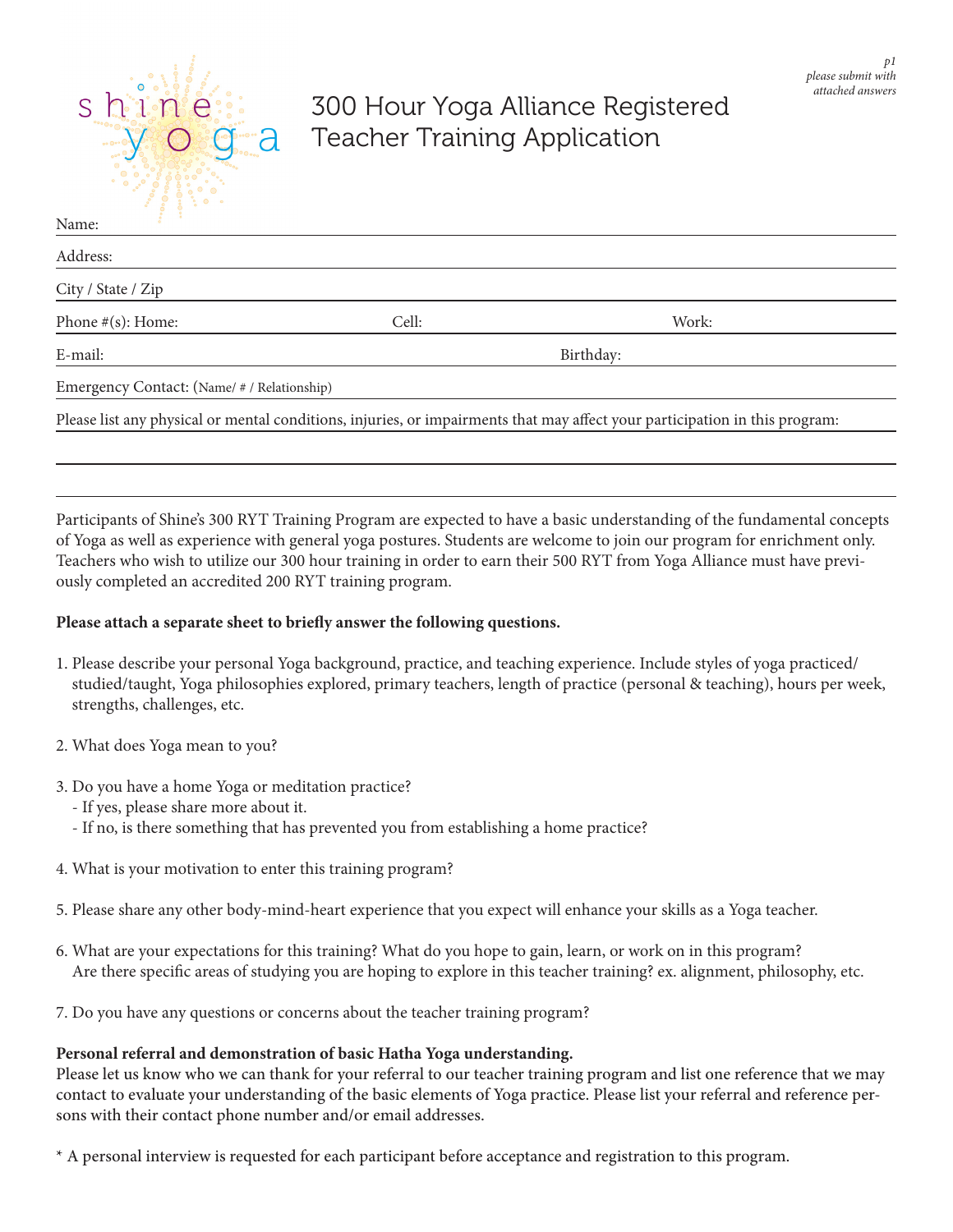*p1*
*please submit with attached answers*

shine yoga

# 300 Hour Yoga Alliance Registered Teacher Training Application

Name:

Address:

City / State / Zip

Phone #(s): Home: Cell: Work:

E-mail: Birthday:

Emergency Contact: (Name/ # / Relationship)

Please list any physical or mental conditions, injuries, or impairments that may affect your participation in this program:

Participants of Shine's 300 RYT Training Program are expected to have a basic understanding of the fundamental concepts of Yoga as well as experience with general yoga postures. Students are welcome to join our program for enrichment only. Teachers who wish to utilize our 300 hour training in order to earn their 500 RYT from Yoga Alliance must have previously completed an accredited 200 RYT training program.

**Please attach a separate sheet to briefly answer the following questions.**

1. Please describe your personal Yoga background, practice, and teaching experience. Include styles of yoga practiced/studied/taught, Yoga philosophies explored, primary teachers, length of practice (personal & teaching), hours per week, strengths, challenges, etc.

2. What does Yoga mean to you?

3. Do you have a home Yoga or meditation practice?
   - If yes, please share more about it.
   - If no, is there something that has prevented you from establishing a home practice?

4. What is your motivation to enter this training program?

5. Please share any other body-mind-heart experience that you expect will enhance your skills as a Yoga teacher.

6. What are your expectations for this training? What do you hope to gain, learn, or work on in this program? Are there specific areas of studying you are hoping to explore in this teacher training? ex. alignment, philosophy, etc.

7. Do you have any questions or concerns about the teacher training program?

**Personal referral and demonstration of basic Hatha Yoga understanding.**
Please let us know who we can thank for your referral to our teacher training program and list one reference that we may contact to evaluate your understanding of the basic elements of Yoga practice. Please list your referral and reference persons with their contact phone number and/or email addresses.

* A personal interview is requested for each participant before acceptance and registration to this program.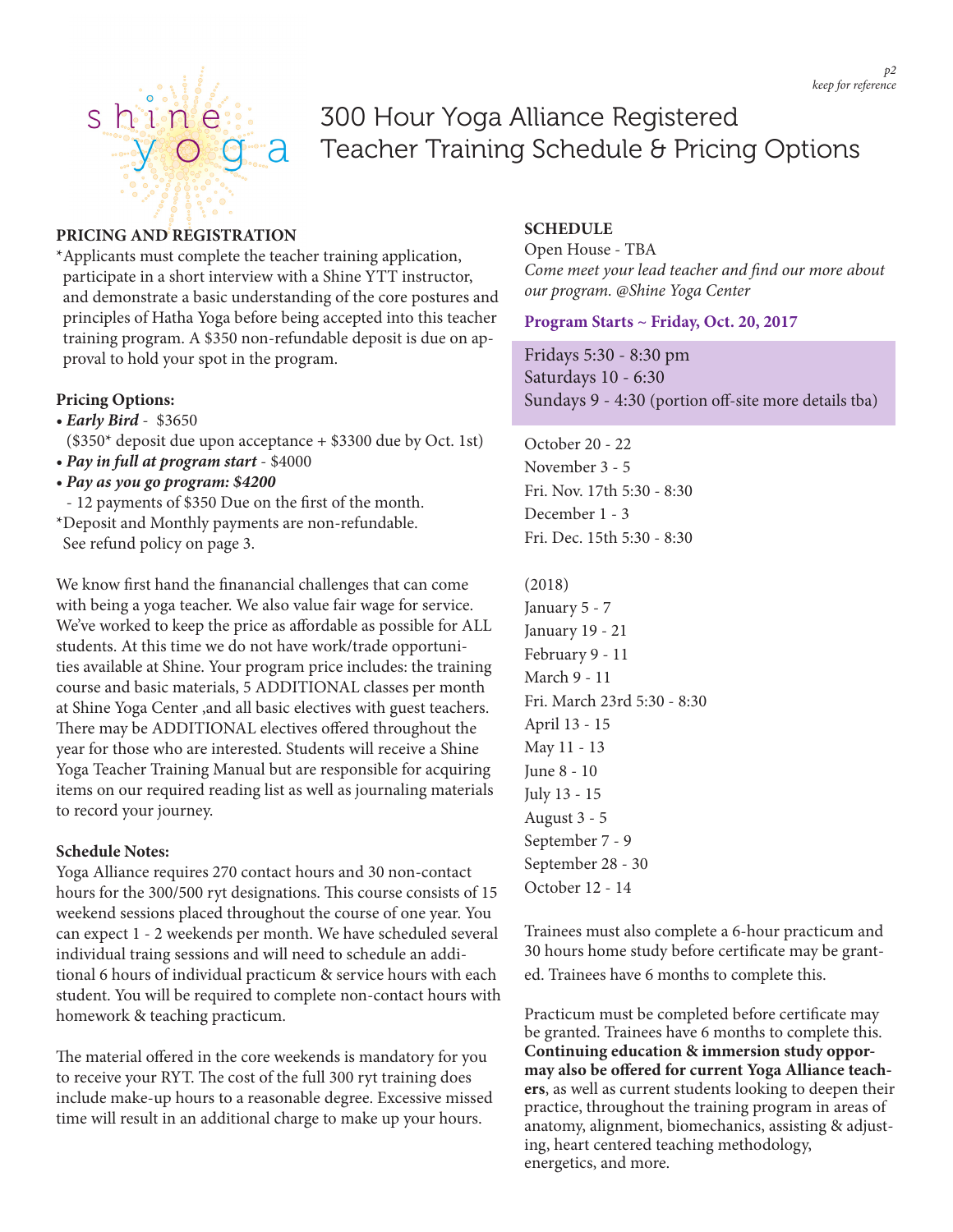# 300 Hour Yoga Alliance Registered Teacher Training Schedule & Pricing Options

### PRICING AND REGISTRATION

*Applicants must complete the teacher training application, participate in a short interview with a Shine YTT instructor, and demonstrate a basic understanding of the core postures and principles of Hatha Yoga before being accepted into this teacher training program. A $350 non-refundable deposit is due on approval to hold your spot in the program.

**Pricing Options:**

- ***Early Bird*** - $3650
  ($350* deposit due upon acceptance + $3300 due by Oct. 1st)
- ***Pay in full at program start*** - $4000
- ***Pay as you go program: $4200***
  - 12 payments of $350 Due on the first of the month.

*Deposit and Monthly payments are non-refundable. See refund policy on page 3.

We know first hand the finanancial challenges that can come with being a yoga teacher. We also value fair wage for service. We've worked to keep the price as affordable as possible for ALL students. At this time we do not have work/trade opportunities available at Shine. Your program price includes: the training course and basic materials, 5 ADDITIONAL classes per month at Shine Yoga Center ,and all basic electives with guest teachers. There may be ADDITIONAL electives offered throughout the year for those who are interested. Students will receive a Shine Yoga Teacher Training Manual but are responsible for acquiring items on our required reading list as well as journaling materials to record your journey.

**Schedule Notes:**

Yoga Alliance requires 270 contact hours and 30 non-contact hours for the 300/500 ryt designations. This course consists of 15 weekend sessions placed throughout the course of one year. You can expect 1 - 2 weekends per month. We have scheduled several individual traing sessions and will need to schedule an additional 6 hours of individual practicum & service hours with each student. You will be required to complete non-contact hours with homework & teaching practicum.

The material offered in the core weekends is mandatory for you to receive your RYT. The cost of the full 300 ryt training does include make-up hours to a reasonable degree. Excessive missed time will result in an additional charge to make up your hours.

### SCHEDULE

Open House - TBA

*Come meet your lead teacher and find our more about our program. @Shine Yoga Center*

**Program Starts ~ Friday, Oct. 20, 2017**

Fridays 5:30 - 8:30 pm
Saturdays 10 - 6:30
Sundays 9 - 4:30 (portion off-site more details tba)

October 20 - 22
November 3 - 5
Fri. Nov. 17th 5:30 - 8:30
December 1 - 3
Fri. Dec. 15th 5:30 - 8:30

(2018)
January 5 - 7
January 19 - 21
February 9 - 11
March 9 - 11
Fri. March 23rd 5:30 - 8:30
April 13 - 15
May 11 - 13
June 8 - 10
July 13 - 15
August 3 - 5
September 7 - 9
September 28 - 30
October 12 - 14

Trainees must also complete a 6-hour practicum and 30 hours home study before certificate may be granted. Trainees have 6 months to complete this.

Practicum must be completed before certificate may be granted. Trainees have 6 months to complete this. **Continuing education & immersion study oppor-may also be offered for current Yoga Alliance teachers**, as well as current students looking to deepen their practice, throughout the training program in areas of anatomy, alignment, biomechanics, assisting & adjusting, heart centered teaching methodology, energetics, and more.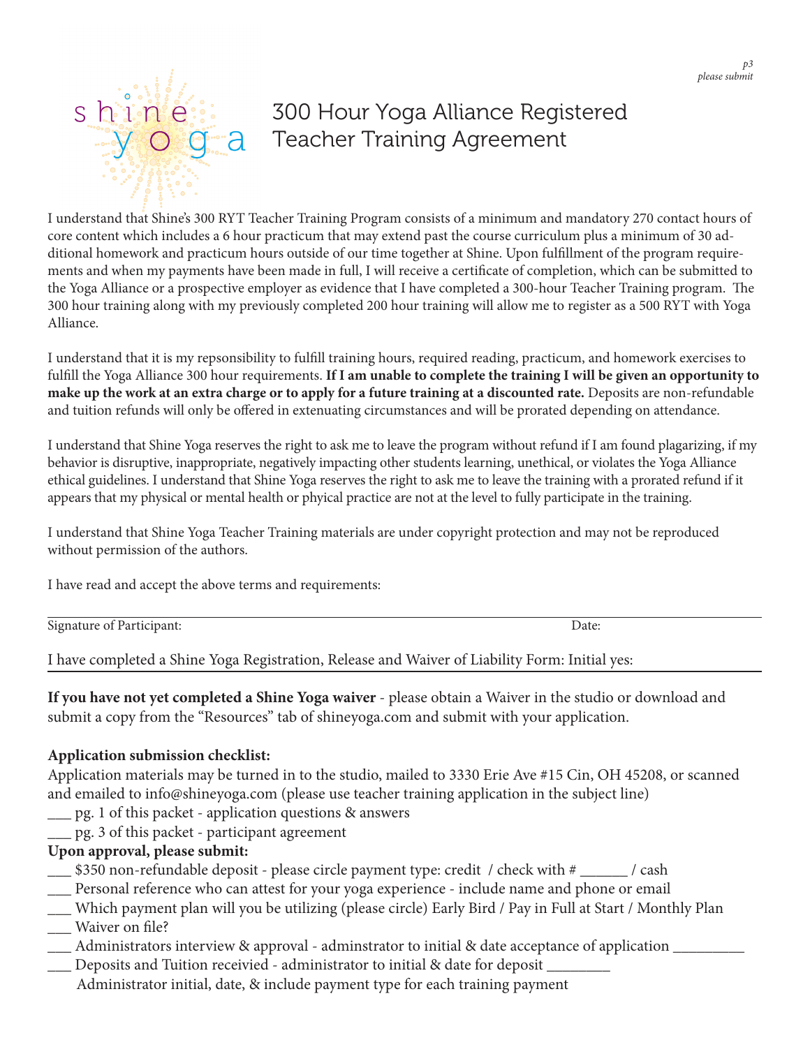*p3*
*please submit*

shine yoga

# 300 Hour Yoga Alliance Registered Teacher Training Agreement

I understand that Shine's 300 RYT Teacher Training Program consists of a minimum and mandatory 270 contact hours of core content which includes a 6 hour practicum that may extend past the course curriculum plus a minimum of 30 additional homework and practicum hours outside of our time together at Shine. Upon fulfillment of the program requirements and when my payments have been made in full, I will receive a certificate of completion, which can be submitted to the Yoga Alliance or a prospective employer as evidence that I have completed a 300-hour Teacher Training program. The 300 hour training along with my previously completed 200 hour training will allow me to register as a 500 RYT with Yoga Alliance.

I understand that it is my repsonsibility to fulfill training hours, required reading, practicum, and homework exercises to fulfill the Yoga Alliance 300 hour requirements. **If I am unable to complete the training I will be given an opportunity to make up the work at an extra charge or to apply for a future training at a discounted rate.** Deposits are non-refundable and tuition refunds will only be offered in extenuating circumstances and will be prorated depending on attendance.

I understand that Shine Yoga reserves the right to ask me to leave the program without refund if I am found plagarizing, if my behavior is disruptive, inappropriate, negatively impacting other students learning, unethical, or violates the Yoga Alliance ethical guidelines. I understand that Shine Yoga reserves the right to ask me to leave the training with a prorated refund if it appears that my physical or mental health or phyical practice are not at the level to fully participate in the training.

I understand that Shine Yoga Teacher Training materials are under copyright protection and may not be reproduced without permission of the authors.

I have read and accept the above terms and requirements:

Signature of Participant: Date:

I have completed a Shine Yoga Registration, Release and Waiver of Liability Form: Initial yes:

**If you have not yet completed a Shine Yoga waiver** - please obtain a Waiver in the studio or download and submit a copy from the "Resources" tab of shineyoga.com and submit with your application.

**Application submission checklist:**

Application materials may be turned in to the studio, mailed to 3330 Erie Ave #15 Cin, OH 45208, or scanned and emailed to info@shineyoga.com (please use teacher training application in the subject line)

___ pg. 1 of this packet - application questions & answers

___ pg. 3 of this packet - participant agreement

**Upon approval, please submit:**

___ $350 non-refundable deposit - please circle payment type: credit / check with # ______ / cash

___ Personal reference who can attest for your yoga experience - include name and phone or email

___ Which payment plan will you be utilizing (please circle) Early Bird / Pay in Full at Start / Monthly Plan

___ Waiver on file?

___ Administrators interview & approval - adminstrator to initial & date acceptance of application _________

___ Deposits and Tuition receivied - administrator to initial & date for deposit ________

Administrator initial, date, & include payment type for each training payment